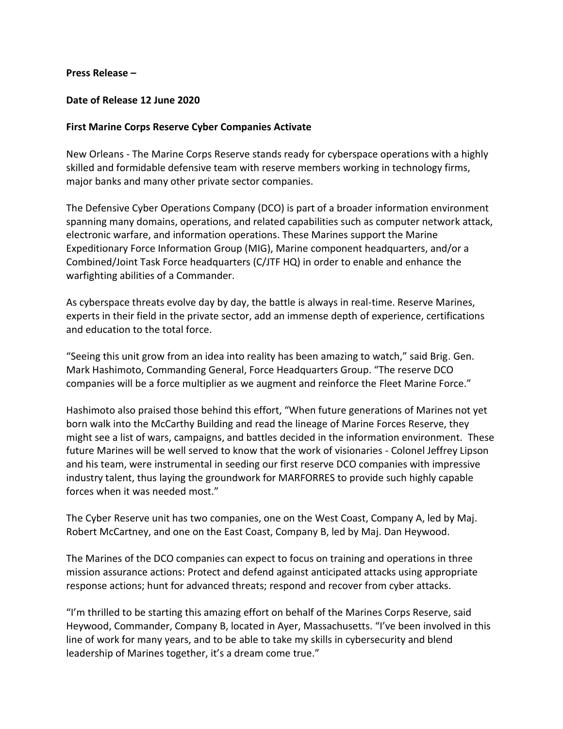**Press Release –**

**Date of Release 12 June 2020**

**First Marine Corps Reserve Cyber Companies Activate**

New Orleans - The Marine Corps Reserve stands ready for cyberspace operations with a highly skilled and formidable defensive team with reserve members working in technology firms, major banks and many other private sector companies.

The Defensive Cyber Operations Company (DCO) is part of a broader information environment spanning many domains, operations, and related capabilities such as computer network attack, electronic warfare, and information operations. These Marines support the Marine Expeditionary Force Information Group (MIG), Marine component headquarters, and/or a Combined/Joint Task Force headquarters (C/JTF HQ) in order to enable and enhance the warfighting abilities of a Commander.

As cyberspace threats evolve day by day, the battle is always in real-time. Reserve Marines, experts in their field in the private sector, add an immense depth of experience, certifications and education to the total force.

"Seeing this unit grow from an idea into reality has been amazing to watch," said Brig. Gen. Mark Hashimoto, Commanding General, Force Headquarters Group. "The reserve DCO companies will be a force multiplier as we augment and reinforce the Fleet Marine Force."

Hashimoto also praised those behind this effort, "When future generations of Marines not yet born walk into the McCarthy Building and read the lineage of Marine Forces Reserve, they might see a list of wars, campaigns, and battles decided in the information environment. These future Marines will be well served to know that the work of visionaries - Colonel Jeffrey Lipson and his team, were instrumental in seeding our first reserve DCO companies with impressive industry talent, thus laying the groundwork for MARFORRES to provide such highly capable forces when it was needed most."

The Cyber Reserve unit has two companies, one on the West Coast, Company A, led by Maj. Robert McCartney, and one on the East Coast, Company B, led by Maj. Dan Heywood.

The Marines of the DCO companies can expect to focus on training and operations in three mission assurance actions: Protect and defend against anticipated attacks using appropriate response actions; hunt for advanced threats; respond and recover from cyber attacks.

"I'm thrilled to be starting this amazing effort on behalf of the Marines Corps Reserve, said Heywood, Commander, Company B, located in Ayer, Massachusetts. "I've been involved in this line of work for many years, and to be able to take my skills in cybersecurity and blend leadership of Marines together, it's a dream come true."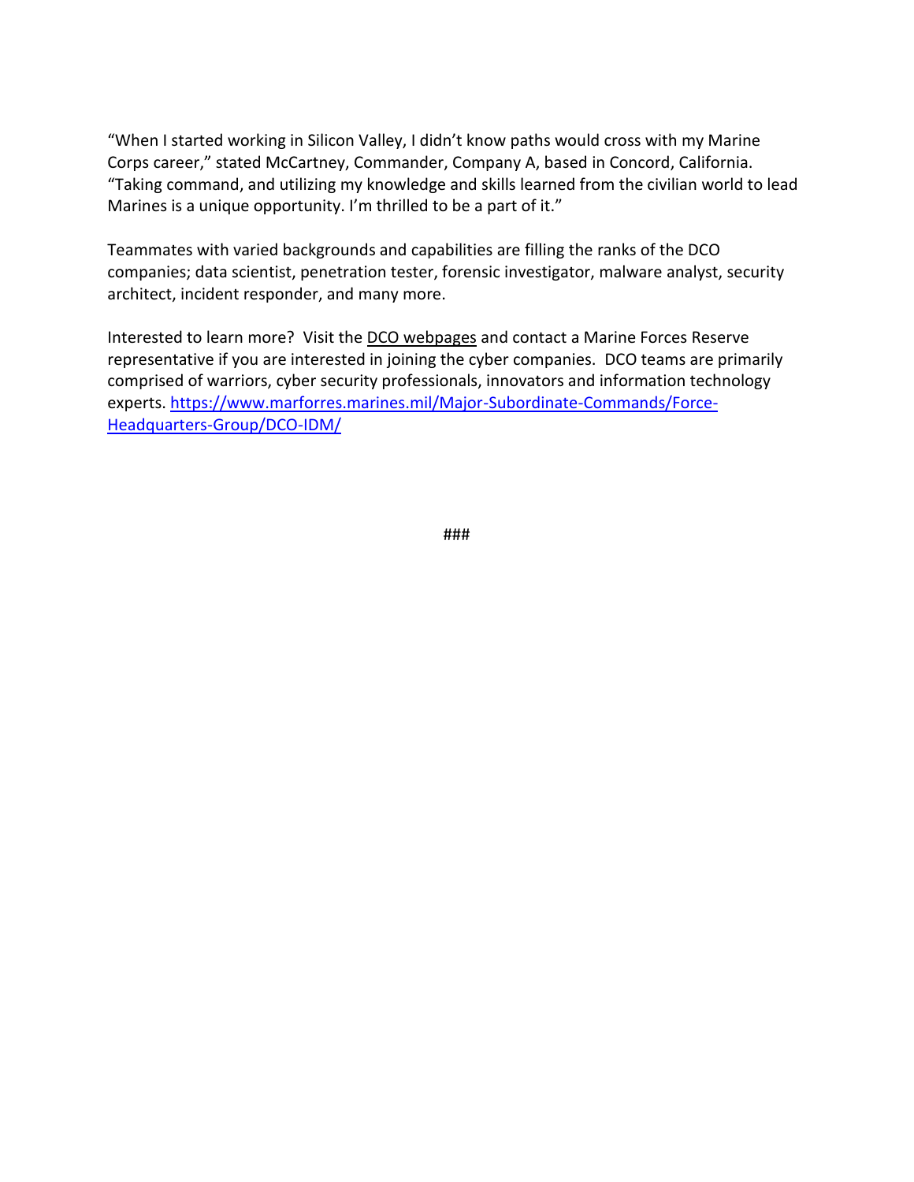"When I started working in Silicon Valley, I didn't know paths would cross with my Marine Corps career," stated McCartney, Commander, Company A, based in Concord, California. "Taking command, and utilizing my knowledge and skills learned from the civilian world to lead Marines is a unique opportunity. I'm thrilled to be a part of it."

Teammates with varied backgrounds and capabilities are filling the ranks of the DCO companies; data scientist, penetration tester, forensic investigator, malware analyst, security architect, incident responder, and many more.

Interested to learn more? Visit the DCO webpages and contact a Marine Forces Reserve representative if you are interested in joining the cyber companies. DCO teams are primarily comprised of warriors, cyber security professionals, innovators and information technology experts. https://www.marforres.marines.mil/Major-Subordinate-Commands/Force-Headquarters-Group/DCO-IDM/

###